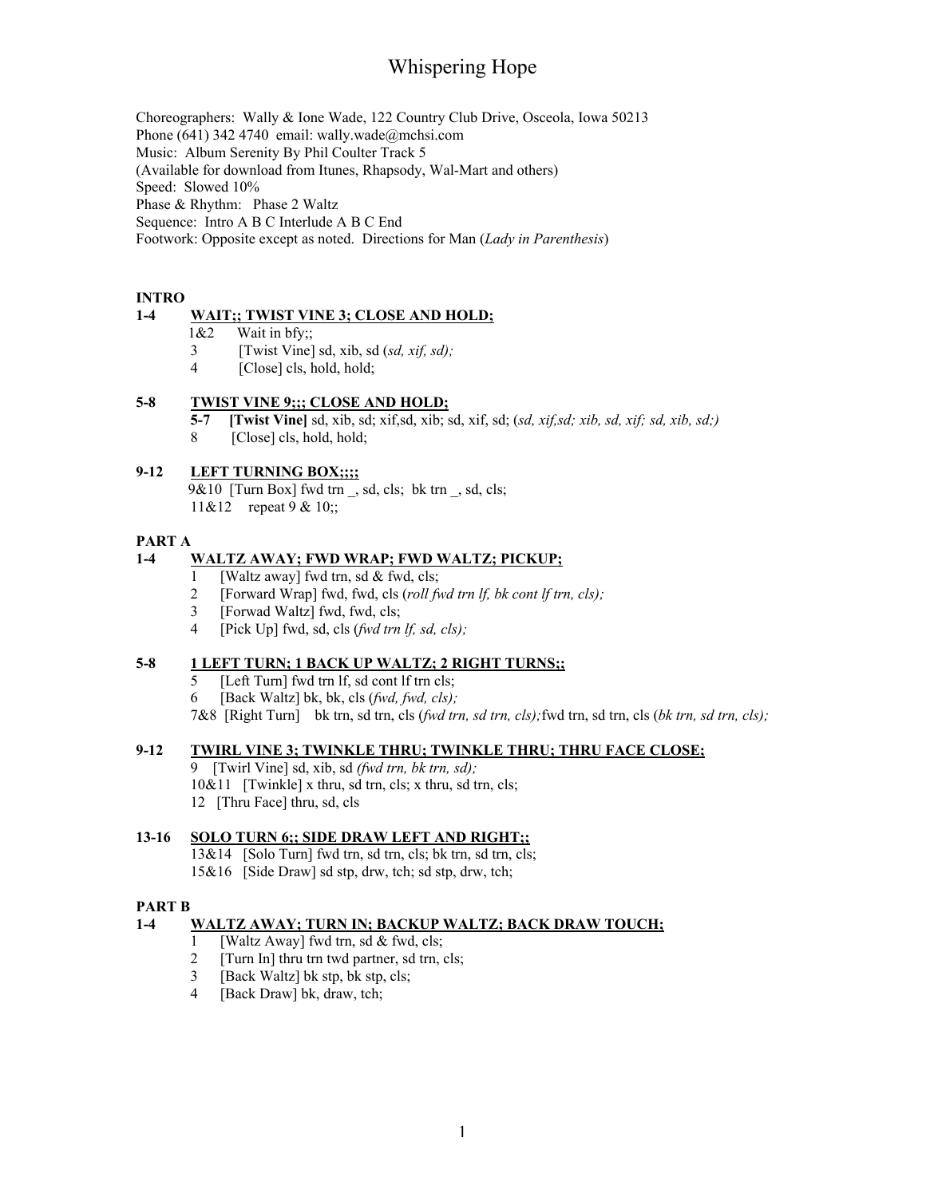# Whispering Hope

Choreographers: Wally & Ione Wade, 122 Country Club Drive, Osceola, Iowa 50213
Phone (641) 342 4740 email: wally.wade@mchsi.com
Music: Album Serenity By Phil Coulter Track 5
(Available for download from Itunes, Rhapsody, Wal-Mart and others)
Speed: Slowed 10%
Phase & Rhythm: Phase 2 Waltz
Sequence: Intro A B C Interlude A B C End
Footwork: Opposite except as noted. Directions for Man (*Lady in Parenthesis*)

## INTRO

**1-4 WAIT;; TWIST VINE 3; CLOSE AND HOLD;**

1&2 Wait in bfy;;
3 [Twist Vine] sd, xib, sd (*sd, xif, sd);*
4 [Close] cls, hold, hold;

**5-8 TWIST VINE 9;;; CLOSE AND HOLD;**

**5-7 [Twist Vine]** sd, xib, sd; xif,sd, xib; sd, xif, sd; (*sd, xif,sd; xib, sd, xif; sd, xib, sd;)*
8 [Close] cls, hold, hold;

**9-12 LEFT TURNING BOX;;;;**

9&10 [Turn Box] fwd trn _, sd, cls; bk trn _, sd, cls;
11&12 repeat 9 & 10;;

## PART A

**1-4 WALTZ AWAY; FWD WRAP; FWD WALTZ; PICKUP;**

1 [Waltz away] fwd trn, sd & fwd, cls;
2 [Forward Wrap] fwd, fwd, cls (*roll fwd trn lf, bk cont lf trn, cls);*
3 [Forwad Waltz] fwd, fwd, cls;
4 [Pick Up] fwd, sd, cls (*fwd trn lf, sd, cls);*

**5-8 1 LEFT TURN; 1 BACK UP WALTZ; 2 RIGHT TURNS;;**

5 [Left Turn] fwd trn lf, sd cont lf trn cls;
6 [Back Waltz] bk, bk, cls (*fwd, fwd, cls);*
7&8 [Right Turn] bk trn, sd trn, cls (*fwd trn, sd trn, cls);*fwd trn, sd trn, cls (*bk trn, sd trn, cls);*

**9-12 TWIRL VINE 3; TWINKLE THRU; TWINKLE THRU; THRU FACE CLOSE;**

9 [Twirl Vine] sd, xib, sd *(fwd trn, bk trn, sd);*
10&11 [Twinkle] x thru, sd trn, cls; x thru, sd trn, cls;
12 [Thru Face] thru, sd, cls

**13-16 SOLO TURN 6;; SIDE DRAW LEFT AND RIGHT;;**

13&14 [Solo Turn] fwd trn, sd trn, cls; bk trn, sd trn, cls;
15&16 [Side Draw] sd stp, drw, tch; sd stp, drw, tch;

## PART B

**1-4 WALTZ AWAY; TURN IN; BACKUP WALTZ; BACK DRAW TOUCH;**

1 [Waltz Away] fwd trn, sd & fwd, cls;
2 [Turn In] thru trn twd partner, sd trn, cls;
3 [Back Waltz] bk stp, bk stp, cls;
4 [Back Draw] bk, draw, tch;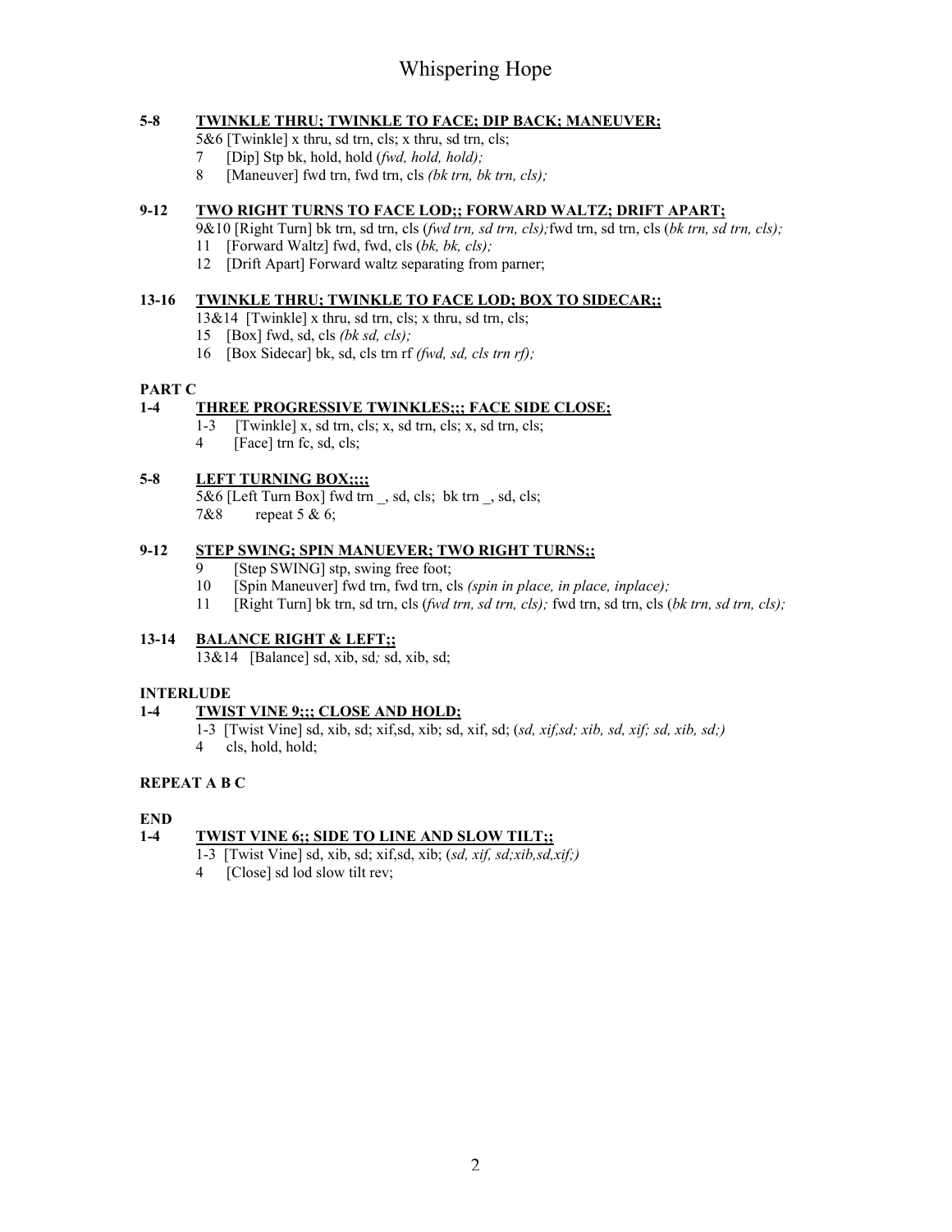**5-8 TWINKLE THRU; TWINKLE TO FACE; DIP BACK; MANEUVER;**

5&6 [Twinkle] x thru, sd trn, cls; x thru, sd trn, cls;
7 [Dip] Stp bk, hold, hold (*fwd, hold, hold);*
8 [Maneuver] fwd trn, fwd trn, cls *(bk trn, bk trn, cls);*

**9-12 TWO RIGHT TURNS TO FACE LOD;; FORWARD WALTZ; DRIFT APART;**

9&10 [Right Turn] bk trn, sd trn, cls (*fwd trn, sd trn, cls);*fwd trn, sd trn, cls (*bk trn, sd trn, cls);*
11 [Forward Waltz] fwd, fwd, cls (*bk, bk, cls);*
12 [Drift Apart] Forward waltz separating from parner;

**13-16 TWINKLE THRU; TWINKLE TO FACE LOD; BOX TO SIDECAR;;**

13&14 [Twinkle] x thru, sd trn, cls; x thru, sd trn, cls;
15 [Box] fwd, sd, cls *(bk sd, cls);*
16 [Box Sidecar] bk, sd, cls trn rf *(fwd, sd, cls trn rf);*

**PART C**

**1-4 THREE PROGRESSIVE TWINKLES;;; FACE SIDE CLOSE;**

1-3 [Twinkle] x, sd trn, cls; x, sd trn, cls; x, sd trn, cls;
4 [Face] trn fc, sd, cls;

**5-8 LEFT TURNING BOX;;;;**

5&6 [Left Turn Box] fwd trn _, sd, cls; bk trn _, sd, cls;
7&8 repeat 5 & 6;

**9-12 STEP SWING; SPIN MANUEVER; TWO RIGHT TURNS;;**

9 [Step SWING] stp, swing free foot;
10 [Spin Maneuver] fwd trn, fwd trn, cls *(spin in place, in place, inplace);*
11 [Right Turn] bk trn, sd trn, cls (*fwd trn, sd trn, cls);* fwd trn, sd trn, cls (*bk trn, sd trn, cls);*

**13-14 BALANCE RIGHT & LEFT;;**

13&14 [Balance] sd, xib, sd*;* sd, xib, sd;

**INTERLUDE**

**1-4 TWIST VINE 9;;; CLOSE AND HOLD;**

1-3 [Twist Vine] sd, xib, sd; xif,sd, xib; sd, xif, sd; (*sd, xif,sd; xib, sd, xif; sd, xib, sd;)*
4 cls, hold, hold;

**REPEAT A B C**

**END**

**1-4 TWIST VINE 6;; SIDE TO LINE AND SLOW TILT;;**

1-3 [Twist Vine] sd, xib, sd; xif,sd, xib; (*sd, xif, sd;xib,sd,xif;)*
4 [Close] sd lod slow tilt rev;